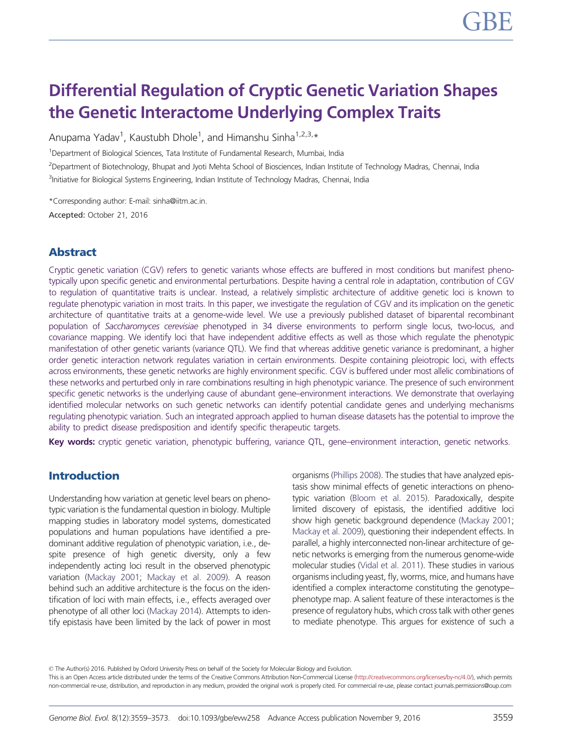# Differential Regulation of Cryptic Genetic Variation Shapes the Genetic Interactome Underlying Complex Traits

Anupama Yadav[1], Kaustubh Dhole[1], and Himanshu Sinha[1,2,3,*]

[1]Department of Biological Sciences, Tata Institute of Fundamental Research, Mumbai, India

[2]Department of Biotechnology, Bhupat and Jyoti Mehta School of Biosciences, Indian Institute of Technology Madras, Chennai, India

[3]Initiative for Biological Systems Engineering, Indian Institute of Technology Madras, Chennai, India

*Corresponding author: E-mail: sinha@iitm.ac.in.

**Accepted:** October 21, 2016

## Abstract

Cryptic genetic variation (CGV) refers to genetic variants whose effects are buffered in most conditions but manifest phenotypically upon specific genetic and environmental perturbations. Despite having a central role in adaptation, contribution of CGV to regulation of quantitative traits is unclear. Instead, a relatively simplistic architecture of additive genetic loci is known to regulate phenotypic variation in most traits. In this paper, we investigate the regulation of CGV and its implication on the genetic architecture of quantitative traits at a genome-wide level. We use a previously published dataset of biparental recombinant population of *Saccharomyces cerevisiae* phenotyped in 34 diverse environments to perform single locus, two-locus, and covariance mapping. We identify loci that have independent additive effects as well as those which regulate the phenotypic manifestation of other genetic variants (variance QTL). We find that whereas additive genetic variance is predominant, a higher order genetic interaction network regulates variation in certain environments. Despite containing pleiotropic loci, with effects across environments, these genetic networks are highly environment specific. CGV is buffered under most allelic combinations of these networks and perturbed only in rare combinations resulting in high phenotypic variance. The presence of such environment specific genetic networks is the underlying cause of abundant gene–environment interactions. We demonstrate that overlaying identified molecular networks on such genetic networks can identify potential candidate genes and underlying mechanisms regulating phenotypic variation. Such an integrated approach applied to human disease datasets has the potential to improve the ability to predict disease predisposition and identify specific therapeutic targets.

**Key words:** cryptic genetic variation, phenotypic buffering, variance QTL, gene–environment interaction, genetic networks.

## Introduction

Understanding how variation at genetic level bears on phenotypic variation is the fundamental question in biology. Multiple mapping studies in laboratory model systems, domesticated populations and human populations have identified a predominant additive regulation of phenotypic variation, i.e., despite presence of high genetic diversity, only a few independently acting loci result in the observed phenotypic variation (Mackay 2001; Mackay et al. 2009). A reason behind such an additive architecture is the focus on the identification of loci with main effects, i.e., effects averaged over phenotype of all other loci (Mackay 2014). Attempts to identify epistasis have been limited by the lack of power in most organisms (Phillips 2008). The studies that have analyzed epistasis show minimal effects of genetic interactions on phenotypic variation (Bloom et al. 2015). Paradoxically, despite limited discovery of epistasis, the identified additive loci show high genetic background dependence (Mackay 2001; Mackay et al. 2009), questioning their independent effects. In parallel, a highly interconnected non-linear architecture of genetic networks is emerging from the numerous genome-wide molecular studies (Vidal et al. 2011). These studies in various organisms including yeast, fly, worms, mice, and humans have identified a complex interactome constituting the genotype–phenotype map. A salient feature of these interactomes is the presence of regulatory hubs, which cross talk with other genes to mediate phenotype. This argues for existence of such a

© The Author(s) 2016. Published by Oxford University Press on behalf of the Society for Molecular Biology and Evolution.
This is an Open Access article distributed under the terms of the Creative Commons Attribution Non-Commercial License (http://creativecommons.org/licenses/by-nc/4.0/), which permits non-commercial re-use, distribution, and reproduction in any medium, provided the original work is properly cited. For commercial re-use, please contact journals.permissions@oup.com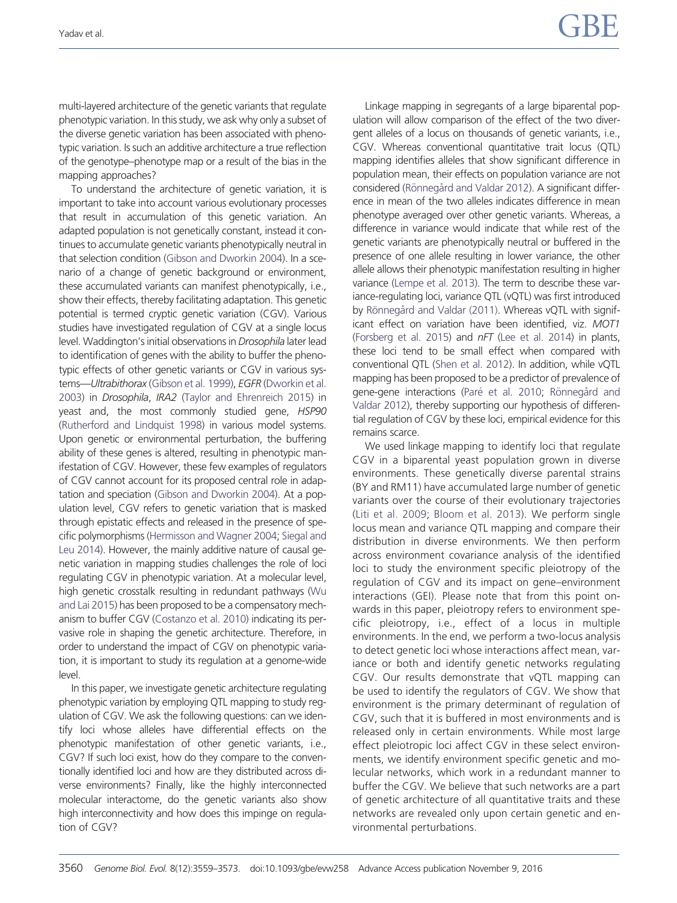multi-layered architecture of the genetic variants that regulate phenotypic variation. In this study, we ask why only a subset of the diverse genetic variation has been associated with phenotypic variation. Is such an additive architecture a true reflection of the genotype–phenotype map or a result of the bias in the mapping approaches?

To understand the architecture of genetic variation, it is important to take into account various evolutionary processes that result in accumulation of this genetic variation. An adapted population is not genetically constant, instead it continues to accumulate genetic variants phenotypically neutral in that selection condition (Gibson and Dworkin 2004). In a scenario of a change of genetic background or environment, these accumulated variants can manifest phenotypically, i.e., show their effects, thereby facilitating adaptation. This genetic potential is termed cryptic genetic variation (CGV). Various studies have investigated regulation of CGV at a single locus level. Waddington's initial observations in *Drosophila* later lead to identification of genes with the ability to buffer the phenotypic effects of other genetic variants or CGV in various systems—*Ultrabithorax* (Gibson et al. 1999), *EGFR* (Dworkin et al. 2003) in *Drosophila*, *IRA2* (Taylor and Ehrenreich 2015) in yeast and, the most commonly studied gene, *HSP90* (Rutherford and Lindquist 1998) in various model systems. Upon genetic or environmental perturbation, the buffering ability of these genes is altered, resulting in phenotypic manifestation of CGV. However, these few examples of regulators of CGV cannot account for its proposed central role in adaptation and speciation (Gibson and Dworkin 2004). At a population level, CGV refers to genetic variation that is masked through epistatic effects and released in the presence of specific polymorphisms (Hermisson and Wagner 2004; Siegal and Leu 2014). However, the mainly additive nature of causal genetic variation in mapping studies challenges the role of loci regulating CGV in phenotypic variation. At a molecular level, high genetic crosstalk resulting in redundant pathways (Wu and Lai 2015) has been proposed to be a compensatory mechanism to buffer CGV (Costanzo et al. 2010) indicating its pervasive role in shaping the genetic architecture. Therefore, in order to understand the impact of CGV on phenotypic variation, it is important to study its regulation at a genome-wide level.

In this paper, we investigate genetic architecture regulating phenotypic variation by employing QTL mapping to study regulation of CGV. We ask the following questions: can we identify loci whose alleles have differential effects on the phenotypic manifestation of other genetic variants, i.e., CGV? If such loci exist, how do they compare to the conventionally identified loci and how are they distributed across diverse environments? Finally, like the highly interconnected molecular interactome, do the genetic variants also show high interconnectivity and how does this impinge on regulation of CGV?

Linkage mapping in segregants of a large biparental population will allow comparison of the effect of the two divergent alleles of a locus on thousands of genetic variants, i.e., CGV. Whereas conventional quantitative trait locus (QTL) mapping identifies alleles that show significant difference in population mean, their effects on population variance are not considered (Rönnegård and Valdar 2012). A significant difference in mean of the two alleles indicates difference in mean phenotype averaged over other genetic variants. Whereas, a difference in variance would indicate that while rest of the genetic variants are phenotypically neutral or buffered in the presence of one allele resulting in lower variance, the other allele allows their phenotypic manifestation resulting in higher variance (Lempe et al. 2013). The term to describe these variance-regulating loci, variance QTL (vQTL) was first introduced by Rönnegård and Valdar (2011). Whereas vQTL with significant effect on variation have been identified, viz. *MOT1* (Forsberg et al. 2015) and *nFT* (Lee et al. 2014) in plants, these loci tend to be small effect when compared with conventional QTL (Shen et al. 2012). In addition, while vQTL mapping has been proposed to be a predictor of prevalence of gene-gene interactions (Paré et al. 2010; Rönnegård and Valdar 2012), thereby supporting our hypothesis of differential regulation of CGV by these loci, empirical evidence for this remains scarce.

We used linkage mapping to identify loci that regulate CGV in a biparental yeast population grown in diverse environments. These genetically diverse parental strains (BY and RM11) have accumulated large number of genetic variants over the course of their evolutionary trajectories (Liti et al. 2009; Bloom et al. 2013). We perform single locus mean and variance QTL mapping and compare their distribution in diverse environments. We then perform across environment covariance analysis of the identified loci to study the environment specific pleiotropy of the regulation of CGV and its impact on gene–environment interactions (GEI). Please note that from this point onwards in this paper, pleiotropy refers to environment specific pleiotropy, i.e., effect of a locus in multiple environments. In the end, we perform a two-locus analysis to detect genetic loci whose interactions affect mean, variance or both and identify genetic networks regulating CGV. Our results demonstrate that vQTL mapping can be used to identify the regulators of CGV. We show that environment is the primary determinant of regulation of CGV, such that it is buffered in most environments and is released only in certain environments. While most large effect pleiotropic loci affect CGV in these select environments, we identify environment specific genetic and molecular networks, which work in a redundant manner to buffer the CGV. We believe that such networks are a part of genetic architecture of all quantitative traits and these networks are revealed only upon certain genetic and environmental perturbations.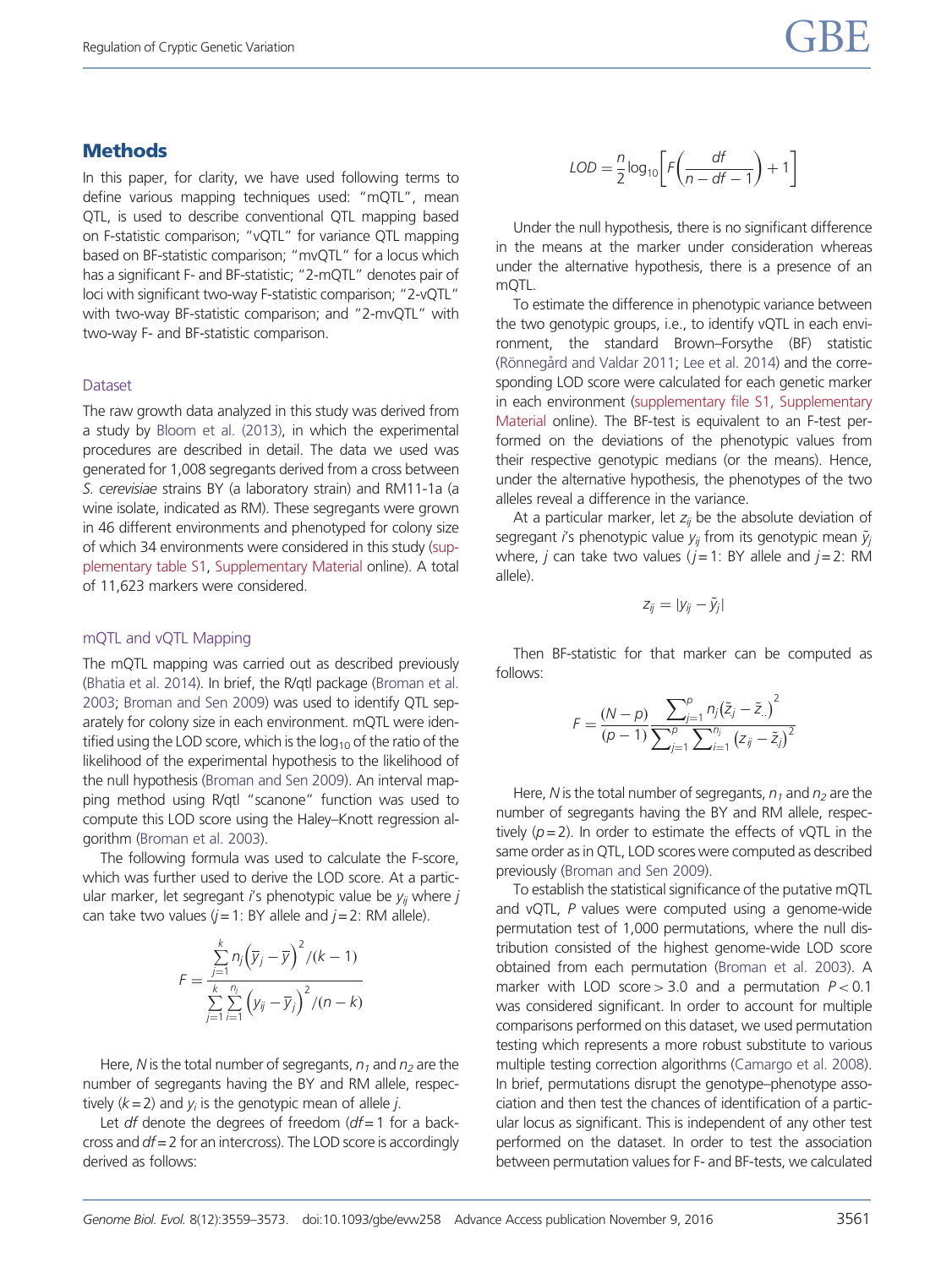## Methods

In this paper, for clarity, we have used following terms to define various mapping techniques used: "mQTL", mean QTL, is used to describe conventional QTL mapping based on F-statistic comparison; "vQTL" for variance QTL mapping based on BF-statistic comparison; "mvQTL" for a locus which has a significant F- and BF-statistic; "2-mQTL" denotes pair of loci with significant two-way F-statistic comparison; "2-vQTL" with two-way BF-statistic comparison; and "2-mvQTL" with two-way F- and BF-statistic comparison.

### Dataset

The raw growth data analyzed in this study was derived from a study by Bloom et al. (2013), in which the experimental procedures are described in detail. The data we used was generated for 1,008 segregants derived from a cross between *S. cerevisiae* strains BY (a laboratory strain) and RM11-1a (a wine isolate, indicated as RM). These segregants were grown in 46 different environments and phenotyped for colony size of which 34 environments were considered in this study (supplementary table S1, Supplementary Material online). A total of 11,623 markers were considered.

### mQTL and vQTL Mapping

The mQTL mapping was carried out as described previously (Bhatia et al. 2014). In brief, the R/qtl package (Broman et al. 2003; Broman and Sen 2009) was used to identify QTL separately for colony size in each environment. mQTL were identified using the LOD score, which is the $\log_{10}$ of the ratio of the likelihood of the experimental hypothesis to the likelihood of the null hypothesis (Broman and Sen 2009). An interval mapping method using R/qtl "scanone" function was used to compute this LOD score using the Haley–Knott regression algorithm (Broman et al. 2003).

The following formula was used to calculate the F-score, which was further used to derive the LOD score. At a particular marker, let segregant $i$'s phenotypic value be $y_{ij}$ where $j$ can take two values ($j = 1$: BY allele and $j = 2$: RM allele).

$$F = \frac{\sum_{j=1}^{k} n_j \left(\overline{y}_j - \overline{y}\right)^2 / (k-1)}{\sum_{j=1}^{k} \sum_{i=1}^{n_j} \left(y_{ij} - \overline{y}_j\right)^2 / (n-k)}$$

Here, $N$ is the total number of segregants, $n_1$ and $n_2$ are the number of segregants having the BY and RM allele, respectively ($k = 2$) and $y_j$ is the genotypic mean of allele $j$.

Let $df$ denote the degrees of freedom ($df = 1$ for a backcross and $df = 2$ for an intercross). The LOD score is accordingly derived as follows:

$$LOD = \frac{n}{2} \log_{10}\left[F\left(\frac{df}{n - df - 1}\right) + 1\right]$$

Under the null hypothesis, there is no significant difference in the means at the marker under consideration whereas under the alternative hypothesis, there is a presence of an mQTL.

To estimate the difference in phenotypic variance between the two genotypic groups, i.e., to identify vQTL in each environment, the standard Brown–Forsythe (BF) statistic (Rönnegård and Valdar 2011; Lee et al. 2014) and the corresponding LOD score were calculated for each genetic marker in each environment (supplementary file S1, Supplementary Material online). The BF-test is equivalent to an F-test performed on the deviations of the phenotypic values from their respective genotypic medians (or the means). Hence, under the alternative hypothesis, the phenotypes of the two alleles reveal a difference in the variance.

At a particular marker, let $z_{ij}$ be the absolute deviation of segregant $i$'s phenotypic value $y_{ij}$ from its genotypic mean $\tilde{y}_j$ where, $j$ can take two values ($j = 1$: BY allele and $j = 2$: RM allele).

$$z_{ij} = |y_{ij} - \tilde{y}_j|$$

Then BF-statistic for that marker can be computed as follows:

$$F = \frac{(N-p)}{(p-1)} \frac{\sum_{j=1}^{p} n_j \left(\tilde{z}_j - \tilde{z}_{..}\right)^2}{\sum_{j=1}^{p} \sum_{i=1}^{n_j} \left(z_{ij} - \tilde{z}_j\right)^2}$$

Here, $N$ is the total number of segregants, $n_1$ and $n_2$ are the number of segregants having the BY and RM allele, respectively ($p = 2$). In order to estimate the effects of vQTL in the same order as in QTL, LOD scores were computed as described previously (Broman and Sen 2009).

To establish the statistical significance of the putative mQTL and vQTL, $P$ values were computed using a genome-wide permutation test of 1,000 permutations, where the null distribution consisted of the highest genome-wide LOD score obtained from each permutation (Broman et al. 2003). A marker with LOD score > 3.0 and a permutation $P < 0.1$ was considered significant. In order to account for multiple comparisons performed on this dataset, we used permutation testing which represents a more robust substitute to various multiple testing correction algorithms (Camargo et al. 2008). In brief, permutations disrupt the genotype–phenotype association and then test the chances of identification of a particular locus as significant. This is independent of any other test performed on the dataset. In order to test the association between permutation values for F- and BF-tests, we calculated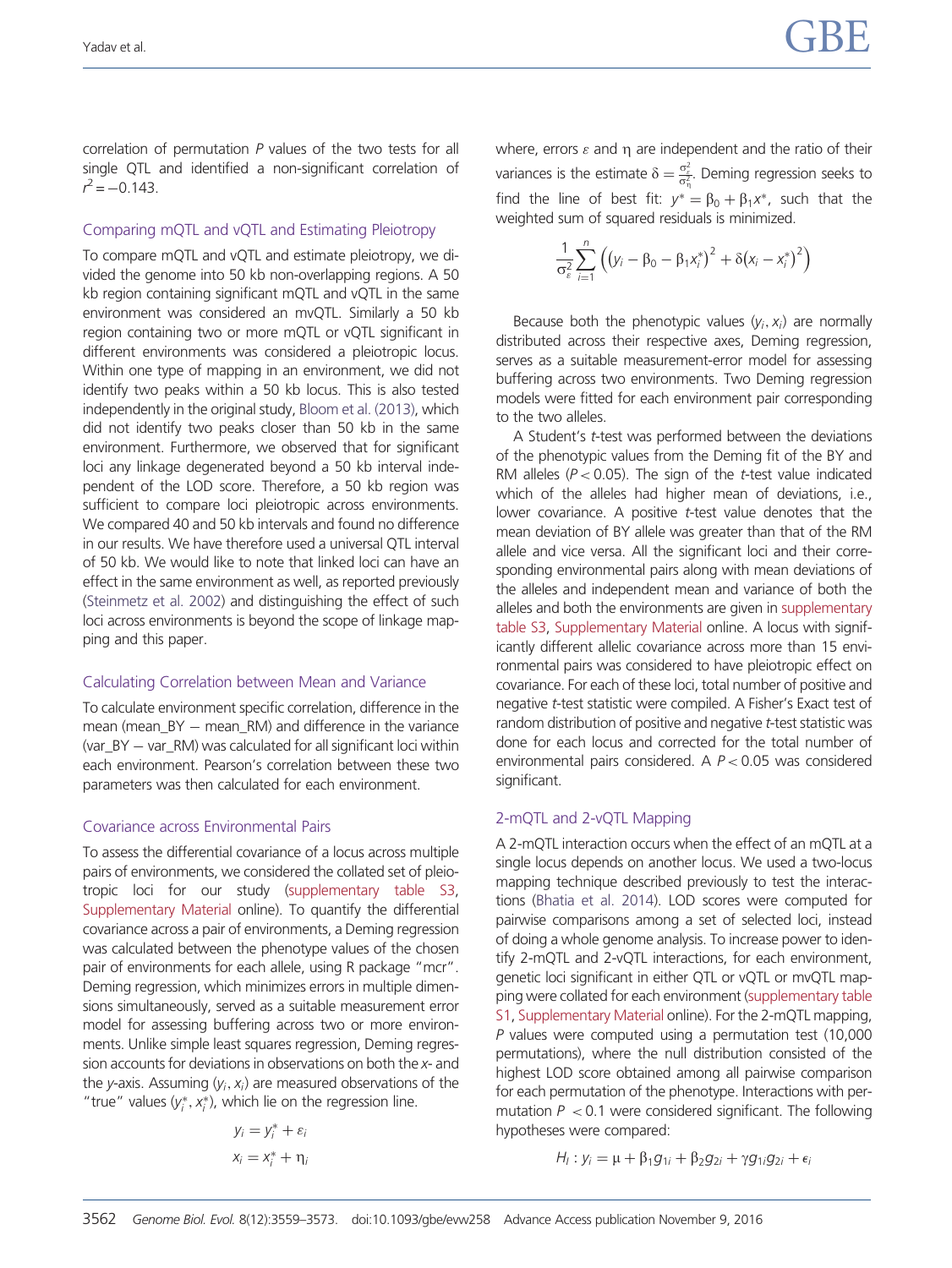correlation of permutation $P$ values of the two tests for all single QTL and identified a non-significant correlation of $r^2 = -0.143$.

### Comparing mQTL and vQTL and Estimating Pleiotropy

To compare mQTL and vQTL and estimate pleiotropy, we divided the genome into 50 kb non-overlapping regions. A 50 kb region containing significant mQTL and vQTL in the same environment was considered an mvQTL. Similarly a 50 kb region containing two or more mQTL or vQTL significant in different environments was considered a pleiotropic locus. Within one type of mapping in an environment, we did not identify two peaks within a 50 kb locus. This is also tested independently in the original study, Bloom et al. (2013), which did not identify two peaks closer than 50 kb in the same environment. Furthermore, we observed that for significant loci any linkage degenerated beyond a 50 kb interval independent of the LOD score. Therefore, a 50 kb region was sufficient to compare loci pleiotropic across environments. We compared 40 and 50 kb intervals and found no difference in our results. We have therefore used a universal QTL interval of 50 kb. We would like to note that linked loci can have an effect in the same environment as well, as reported previously (Steinmetz et al. 2002) and distinguishing the effect of such loci across environments is beyond the scope of linkage mapping and this paper.

### Calculating Correlation between Mean and Variance

To calculate environment specific correlation, difference in the mean (mean_BY − mean_RM) and difference in the variance (var_BY − var_RM) was calculated for all significant loci within each environment. Pearson's correlation between these two parameters was then calculated for each environment.

### Covariance across Environmental Pairs

To assess the differential covariance of a locus across multiple pairs of environments, we considered the collated set of pleiotropic loci for our study (supplementary table S3, Supplementary Material online). To quantify the differential covariance across a pair of environments, a Deming regression was calculated between the phenotype values of the chosen pair of environments for each allele, using R package "mcr". Deming regression, which minimizes errors in multiple dimensions simultaneously, served as a suitable measurement error model for assessing buffering across two or more environments. Unlike simple least squares regression, Deming regression accounts for deviations in observations on both the $x$- and the $y$-axis. Assuming $(y_i, x_i)$ are measured observations of the "true" values $(y_i^*, x_i^*)$, which lie on the regression line.

$$y_i = y_i^* + \varepsilon_i$$
$$x_i = x_i^* + \eta_i$$

where, errors $\varepsilon$ and $\eta$ are independent and the ratio of their variances is the estimate $\delta = \frac{\sigma_\varepsilon^2}{\sigma_\eta^2}$. Deming regression seeks to find the line of best fit: $y^* = \beta_0 + \beta_1 x^*$, such that the weighted sum of squared residuals is minimized.

$$\frac{1}{\sigma_\varepsilon^2} \sum_{i=1}^{n} \left( \left(y_i - \beta_0 - \beta_1 x_i^*\right)^2 + \delta\left(x_i - x_i^*\right)^2 \right)$$

Because both the phenotypic values $(y_i, x_i)$ are normally distributed across their respective axes, Deming regression, serves as a suitable measurement-error model for assessing buffering across two environments. Two Deming regression models were fitted for each environment pair corresponding to the two alleles.

A Student's $t$-test was performed between the deviations of the phenotypic values from the Deming fit of the BY and RM alleles ($P < 0.05$). The sign of the $t$-test value indicated which of the alleles had higher mean of deviations, i.e., lower covariance. A positive $t$-test value denotes that the mean deviation of BY allele was greater than that of the RM allele and vice versa. All the significant loci and their corresponding environmental pairs along with mean deviations of the alleles and independent mean and variance of both the alleles and both the environments are given in supplementary table S3, Supplementary Material online. A locus with significantly different allelic covariance across more than 15 environmental pairs was considered to have pleiotropic effect on covariance. For each of these loci, total number of positive and negative $t$-test statistic were compiled. A Fisher's Exact test of random distribution of positive and negative $t$-test statistic was done for each locus and corrected for the total number of environmental pairs considered. A $P < 0.05$ was considered significant.

### 2-mQTL and 2-vQTL Mapping

A 2-mQTL interaction occurs when the effect of an mQTL at a single locus depends on another locus. We used a two-locus mapping technique described previously to test the interactions (Bhatia et al. 2014). LOD scores were computed for pairwise comparisons among a set of selected loci, instead of doing a whole genome analysis. To increase power to identify 2-mQTL and 2-vQTL interactions, for each environment, genetic loci significant in either QTL or vQTL or mvQTL mapping were collated for each environment (supplementary table S1, Supplementary Material online). For the 2-mQTL mapping, $P$ values were computed using a permutation test (10,000 permutations), where the null distribution consisted of the highest LOD score obtained among all pairwise comparison for each permutation of the phenotype. Interactions with permutation $P < 0.1$ were considered significant. The following hypotheses were compared:

$$H_I: y_i = \mu + \beta_1 g_{1i} + \beta_2 g_{2i} + \gamma g_{1i} g_{2i} + \epsilon_i$$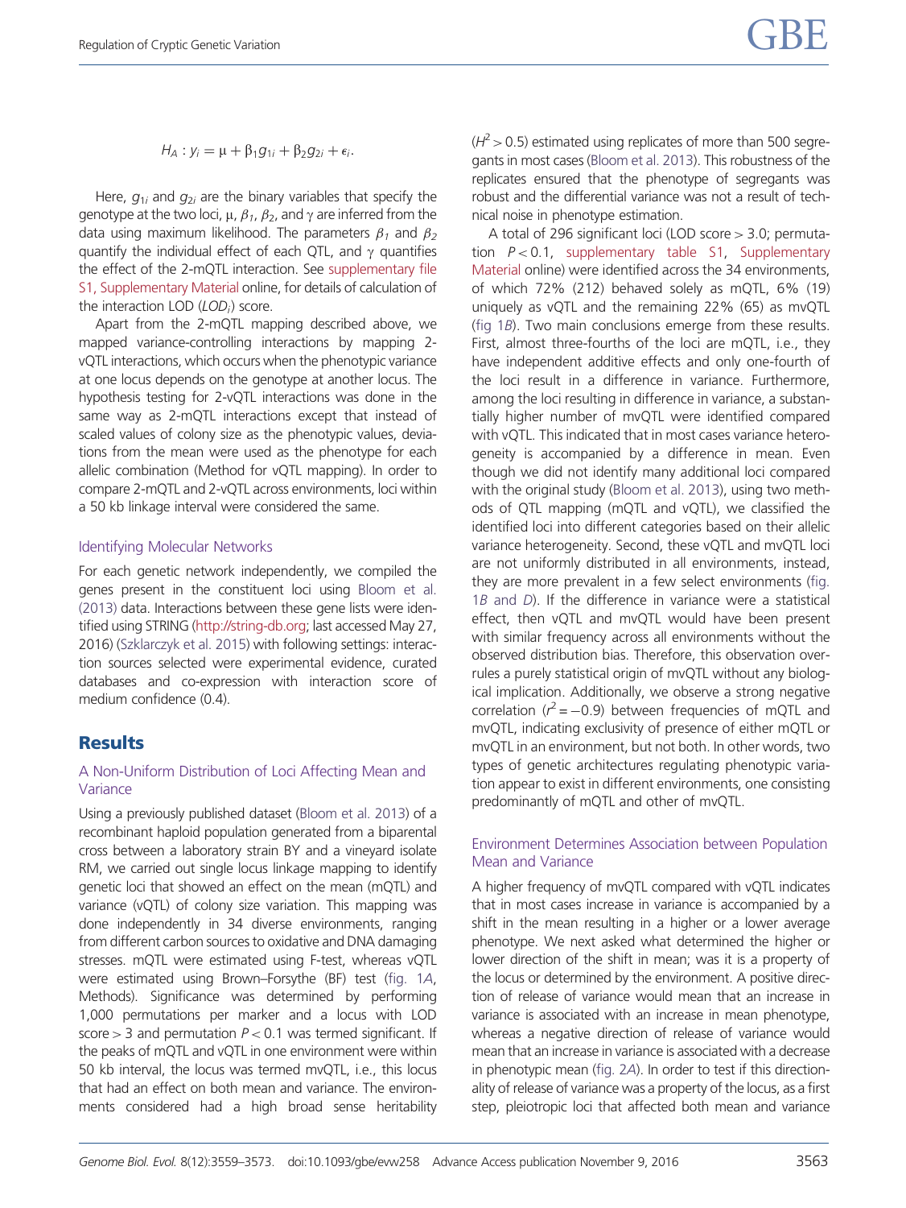$$H_A : y_i = \mu + \beta_1 g_{1i} + \beta_2 g_{2i} + \epsilon_i.$$

Here, $g_{1i}$ and $g_{2i}$ are the binary variables that specify the genotype at the two loci, $\mu$, $\beta_1$, $\beta_2$, and $\gamma$ are inferred from the data using maximum likelihood. The parameters $\beta_1$ and $\beta_2$ quantify the individual effect of each QTL, and $\gamma$ quantifies the effect of the 2-mQTL interaction. See supplementary file S1, Supplementary Material online, for details of calculation of the interaction LOD ($LOD_i$) score.

Apart from the 2-mQTL mapping described above, we mapped variance-controlling interactions by mapping 2-vQTL interactions, which occurs when the phenotypic variance at one locus depends on the genotype at another locus. The hypothesis testing for 2-vQTL interactions was done in the same way as 2-mQTL interactions except that instead of scaled values of colony size as the phenotypic values, deviations from the mean were used as the phenotype for each allelic combination (Method for vQTL mapping). In order to compare 2-mQTL and 2-vQTL across environments, loci within a 50 kb linkage interval were considered the same.

### Identifying Molecular Networks

For each genetic network independently, we compiled the genes present in the constituent loci using Bloom et al. (2013) data. Interactions between these gene lists were identified using STRING (http://string-db.org; last accessed May 27, 2016) (Szklarczyk et al. 2015) with following settings: interaction sources selected were experimental evidence, curated databases and co-expression with interaction score of medium confidence (0.4).

## Results

### A Non-Uniform Distribution of Loci Affecting Mean and Variance

Using a previously published dataset (Bloom et al. 2013) of a recombinant haploid population generated from a biparental cross between a laboratory strain BY and a vineyard isolate RM, we carried out single locus linkage mapping to identify genetic loci that showed an effect on the mean (mQTL) and variance (vQTL) of colony size variation. This mapping was done independently in 34 diverse environments, ranging from different carbon sources to oxidative and DNA damaging stresses. mQTL were estimated using F-test, whereas vQTL were estimated using Brown–Forsythe (BF) test (fig. 1*A*, Methods). Significance was determined by performing 1,000 permutations per marker and a locus with LOD score > 3 and permutation $P < 0.1$ was termed significant. If the peaks of mQTL and vQTL in one environment were within 50 kb interval, the locus was termed mvQTL, i.e., this locus that had an effect on both mean and variance. The environments considered had a high broad sense heritability ($H^2 > 0.5$) estimated using replicates of more than 500 segregants in most cases (Bloom et al. 2013). This robustness of the replicates ensured that the phenotype of segregants was robust and the differential variance was not a result of technical noise in phenotype estimation.

A total of 296 significant loci (LOD score > 3.0; permutation $P < 0.1$, supplementary table S1, Supplementary Material online) were identified across the 34 environments, of which 72% (212) behaved solely as mQTL, 6% (19) uniquely as vQTL and the remaining 22% (65) as mvQTL (fig 1*B*). Two main conclusions emerge from these results. First, almost three-fourths of the loci are mQTL, i.e., they have independent additive effects and only one-fourth of the loci result in a difference in variance. Furthermore, among the loci resulting in difference in variance, a substantially higher number of mvQTL were identified compared with vQTL. This indicated that in most cases variance heterogeneity is accompanied by a difference in mean. Even though we did not identify many additional loci compared with the original study (Bloom et al. 2013), using two methods of QTL mapping (mQTL and vQTL), we classified the identified loci into different categories based on their allelic variance heterogeneity. Second, these vQTL and mvQTL loci are not uniformly distributed in all environments, instead, they are more prevalent in a few select environments (fig. 1*B* and *D*). If the difference in variance were a statistical effect, then vQTL and mvQTL would have been present with similar frequency across all environments without the observed distribution bias. Therefore, this observation overrules a purely statistical origin of mvQTL without any biological implication. Additionally, we observe a strong negative correlation ($r^2 = -0.9$) between frequencies of mQTL and mvQTL, indicating exclusivity of presence of either mQTL or mvQTL in an environment, but not both. In other words, two types of genetic architectures regulating phenotypic variation appear to exist in different environments, one consisting predominantly of mQTL and other of mvQTL.

### Environment Determines Association between Population Mean and Variance

A higher frequency of mvQTL compared with vQTL indicates that in most cases increase in variance is accompanied by a shift in the mean resulting in a higher or a lower average phenotype. We next asked what determined the higher or lower direction of the shift in mean; was it is a property of the locus or determined by the environment. A positive direction of release of variance would mean that an increase in variance is associated with an increase in mean phenotype, whereas a negative direction of release of variance would mean that an increase in variance is associated with a decrease in phenotypic mean (fig. 2*A*). In order to test if this directionality of release of variance was a property of the locus, as a first step, pleiotropic loci that affected both mean and variance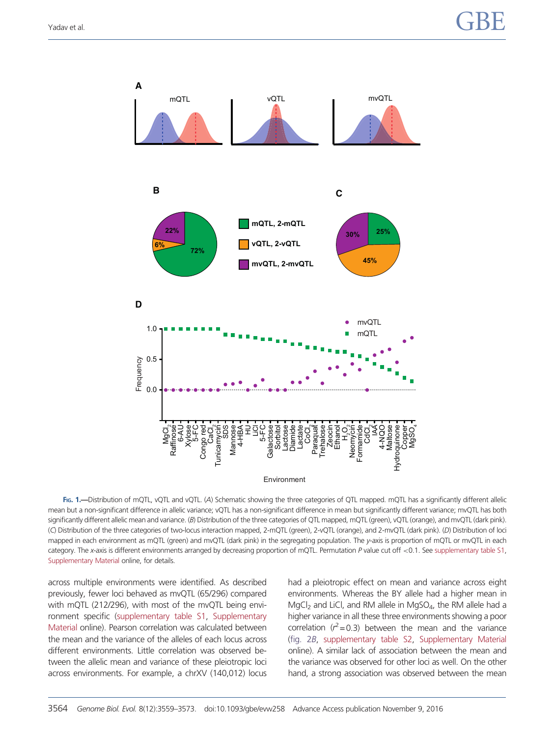**Fig. 1.**—Distribution of mQTL, vQTL and vQTL. (*A*) Schematic showing the three categories of QTL mapped. mQTL has a significantly different allelic mean but a non-significant difference in allelic variance; vQTL has a non-significant difference in mean but significantly different variance; mvQTL has both significantly different allelic mean and variance. (*B*) Distribution of the three categories of QTL mapped, mQTL (green), vQTL (orange), and mvQTL (dark pink). (*C*) Distribution of the three categories of two-locus interaction mapped, 2-mQTL (green), 2-vQTL (orange), and 2-mvQTL (dark pink). (*D*) Distribution of loci mapped in each environment as mQTL (green) and mvQTL (dark pink) in the segregating population. The *y*-axis is proportion of mQTL or mvQTL in each category. The *x*-axis is different environments arranged by decreasing proportion of mQTL. Permutation *P* value cut off <0.1. See supplementary table S1, Supplementary Material online, for details.

across multiple environments were identified. As described previously, fewer loci behaved as mvQTL (65/296) compared with mQTL (212/296), with most of the mvQTL being environment specific (supplementary table S1, Supplementary Material online). Pearson correlation was calculated between the mean and the variance of the alleles of each locus across different environments. Little correlation was observed between the allelic mean and variance of these pleiotropic loci across environments. For example, a chrXV (140,012) locus had a pleiotropic effect on mean and variance across eight environments. Whereas the BY allele had a higher mean in $MgCl_2$ and LiCl, and RM allele in $MgSO_4$, the RM allele had a higher variance in all these three environments showing a poor correlation ($r^2$ = 0.3) between the mean and the variance (fig. 2*B*, supplementary table S2, Supplementary Material online). A similar lack of association between the mean and the variance was observed for other loci as well. On the other hand, a strong association was observed between the mean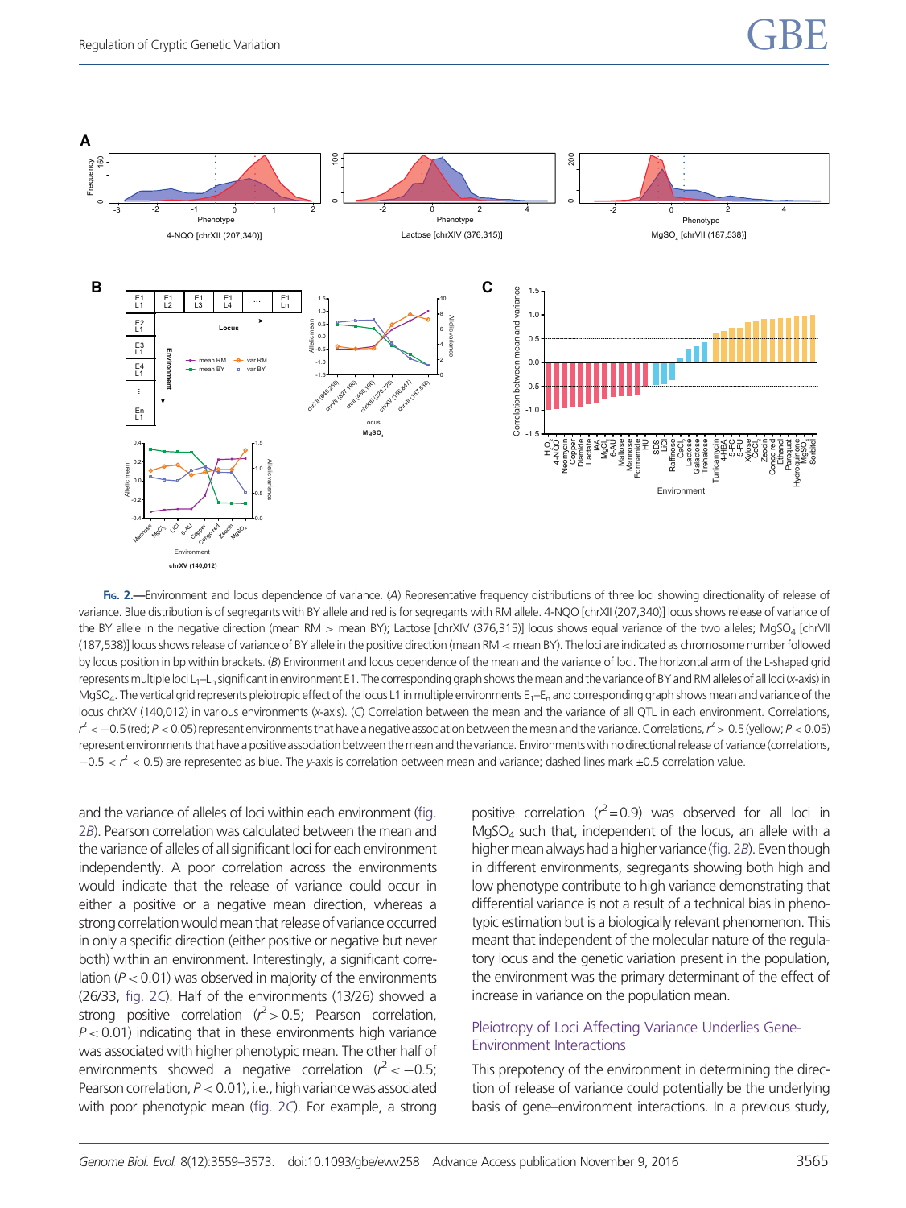FIG. 2.—Environment and locus dependence of variance. (*A*) Representative frequency distributions of three loci showing directionality of release of variance. Blue distribution is of segregants with BY allele and red is for segregants with RM allele. 4-NQO [chrXII (207,340)] locus shows release of variance of the BY allele in the negative direction (mean RM > mean BY); Lactose [chrXIV (376,315)] locus shows equal variance of the two alleles; $MgSO_4$ [chrVII (187,538)] locus shows release of variance of BY allele in the positive direction (mean RM < mean BY). The loci are indicated as chromosome number followed by locus position in bp within brackets. (*B*) Environment and locus dependence of the mean and the variance of loci. The horizontal arm of the L-shaped grid represents multiple loci $L_1$–$L_n$ significant in environment E1. The corresponding graph shows the mean and the variance of BY and RM alleles of all loci (*x*-axis) in $MgSO_4$. The vertical grid represents pleiotropic effect of the locus L1 in multiple environments $E_1$–$E_n$ and corresponding graph shows mean and variance of the locus chrXV (140,012) in various environments (*x*-axis). (*C*) Correlation between the mean and the variance of all QTL in each environment. Correlations, $r^2 < -0.5$ (red; $P < 0.05$) represent environments that have a negative association between the mean and the variance. Correlations, $r^2 > 0.5$ (yellow; $P < 0.05$) represent environments that have a positive association between the mean and the variance. Environments with no directional release of variance (correlations, $-0.5 < r^2 < 0.5$) are represented as blue. The *y*-axis is correlation between mean and variance; dashed lines mark ±0.5 correlation value.

and the variance of alleles of loci within each environment (fig. 2*B*). Pearson correlation was calculated between the mean and the variance of alleles of all significant loci for each environment independently. A poor correlation across the environments would indicate that the release of variance could occur in either a positive or a negative mean direction, whereas a strong correlation would mean that release of variance occurred in only a specific direction (either positive or negative but never both) within an environment. Interestingly, a significant correlation ($P < 0.01$) was observed in majority of the environments (26/33, fig. 2*C*). Half of the environments (13/26) showed a strong positive correlation ($r^2 > 0.5$; Pearson correlation, $P < 0.01$) indicating that in these environments high variance was associated with higher phenotypic mean. The other half of environments showed a negative correlation ($r^2 < -0.5$; Pearson correlation, $P < 0.01$), i.e., high variance was associated with poor phenotypic mean (fig. 2*C*). For example, a strong positive correlation ($r^2 = 0.9$) was observed for all loci in $MgSO_4$ such that, independent of the locus, an allele with a higher mean always had a higher variance (fig. 2*B*). Even though in different environments, segregants showing both high and low phenotype contribute to high variance demonstrating that differential variance is not a result of a technical bias in phenotypic estimation but is a biologically relevant phenomenon. This meant that independent of the molecular nature of the regulatory locus and the genetic variation present in the population, the environment was the primary determinant of the effect of increase in variance on the population mean.

## Pleiotropy of Loci Affecting Variance Underlies Gene-Environment Interactions

This prepotency of the environment in determining the direction of release of variance could potentially be the underlying basis of gene–environment interactions. In a previous study,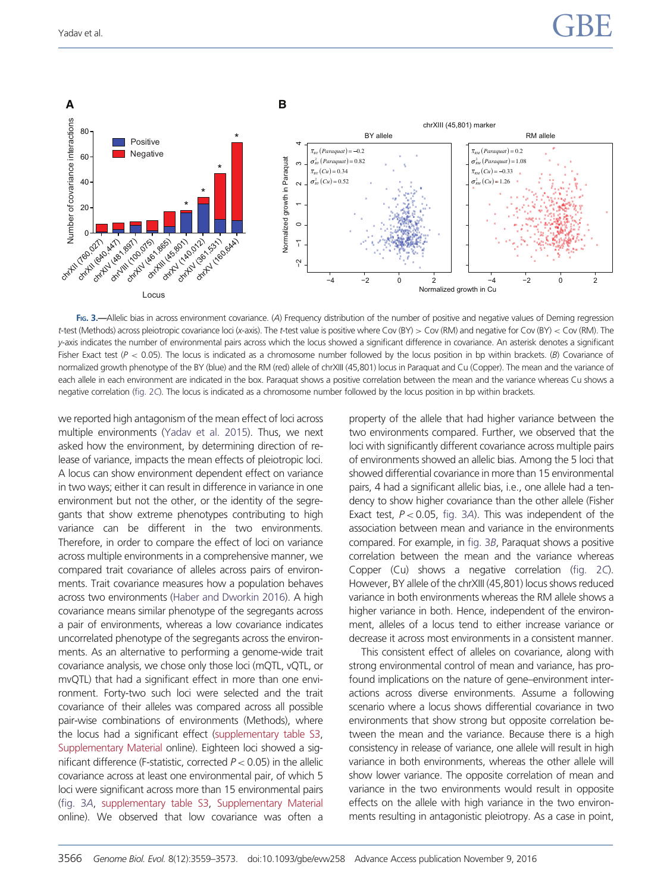Fig. 3.—Allelic bias in across environment covariance. (A) Frequency distribution of the number of positive and negative values of Deming regression t-test (Methods) across pleiotropic covariance loci (x-axis). The t-test value is positive where Cov (BY) > Cov (RM) and negative for Cov (BY) < Cov (RM). The y-axis indicates the number of environmental pairs across which the locus showed a significant difference in covariance. An asterisk denotes a significant Fisher Exact test ($P < 0.05$). The locus is indicated as a chromosome number followed by the locus position in bp within brackets. (B) Covariance of normalized growth phenotype of the BY (blue) and the RM (red) allele of chrXIII (45,801) locus in Paraquat and Cu (Copper). The mean and the variance of each allele in each environment are indicated in the box. Paraquat shows a positive correlation between the mean and the variance whereas Cu shows a negative correlation (fig. 2C). The locus is indicated as a chromosome number followed by the locus position in bp within brackets.

we reported high antagonism of the mean effect of loci across multiple environments (Yadav et al. 2015). Thus, we next asked how the environment, by determining direction of release of variance, impacts the mean effects of pleiotropic loci. A locus can show environment dependent effect on variance in two ways; either it can result in variance in one environment but not the other, or the identity of the segregants that show extreme phenotypes contributing to high variance can be different in the two environments. Therefore, in order to compare the effect of loci on variance across multiple environments in a comprehensive manner, we compared trait covariance of alleles across pairs of environments. Trait covariance measures how a population behaves across two environments (Haber and Dworkin 2016). A high covariance means similar phenotype of the segregants across a pair of environments, whereas a low covariance indicates uncorrelated phenotype of the segregants across the environments. As an alternative to performing a genome-wide trait covariance analysis, we chose only those loci (mQTL, vQTL, or mvQTL) that had a significant effect in more than one environment. Forty-two such loci were selected and the trait covariance of their alleles was compared across all possible pair-wise combinations of environments (Methods), where the locus had a significant effect (supplementary table S3, Supplementary Material online). Eighteen loci showed a significant difference (F-statistic, corrected $P < 0.05$) in the allelic covariance across at least one environmental pair, of which 5 loci were significant across more than 15 environmental pairs (fig. 3A, supplementary table S3, Supplementary Material online). We observed that low covariance was often a property of the allele that had higher variance between the two environments compared. Further, we observed that the loci with significantly different covariance across multiple pairs of environments showed an allelic bias. Among the 5 loci that showed differential covariance in more than 15 environmental pairs, 4 had a significant allelic bias, i.e., one allele had a tendency to show higher covariance than the other allele (Fisher Exact test, $P < 0.05$, fig. 3A). This was independent of the association between mean and variance in the environments compared. For example, in fig. 3B, Paraquat shows a positive correlation between the mean and the variance whereas Copper (Cu) shows a negative correlation (fig. 2C). However, BY allele of the chrXIII (45,801) locus shows reduced variance in both environments whereas the RM allele shows a higher variance in both. Hence, independent of the environment, alleles of a locus tend to either increase variance or decrease it across most environments in a consistent manner.

This consistent effect of alleles on covariance, along with strong environmental control of mean and variance, has profound implications on the nature of gene–environment interactions across diverse environments. Assume a following scenario where a locus shows differential covariance in two environments that show strong but opposite correlation between the mean and the variance. Because there is a high consistency in release of variance, one allele will result in high variance in both environments, whereas the other allele will show lower variance. The opposite correlation of mean and variance in the two environments would result in opposite effects on the allele with high variance in the two environments resulting in antagonistic pleiotropy. As a case in point,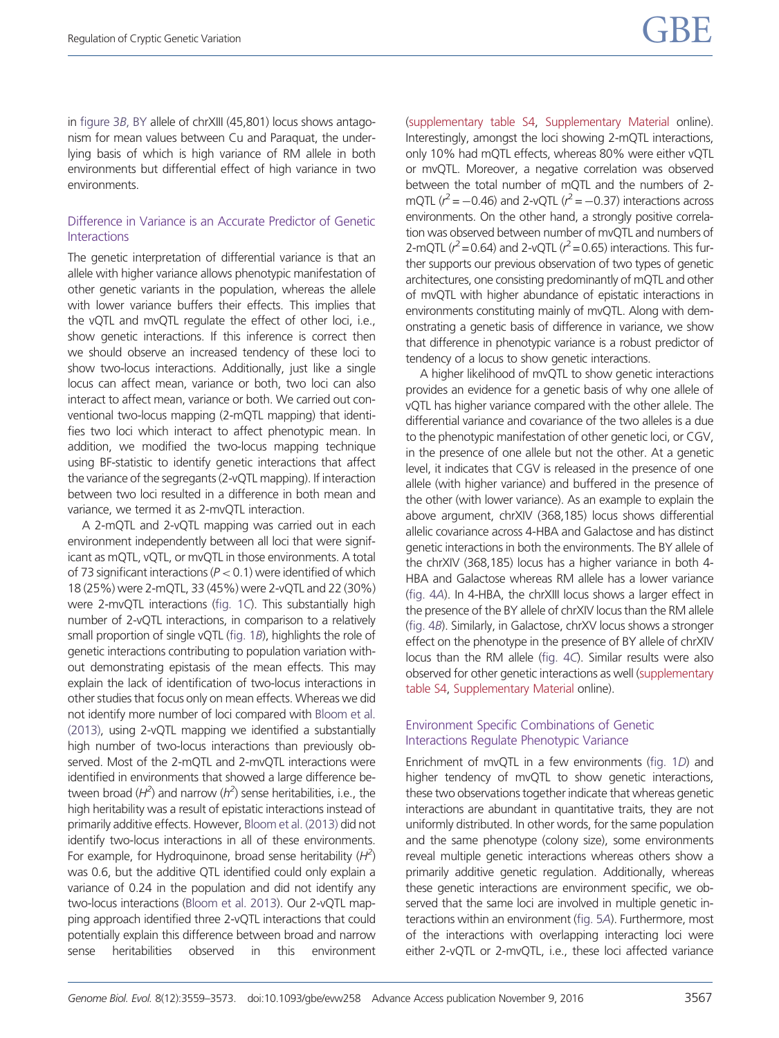in figure 3*B*, BY allele of chrXIII (45,801) locus shows antagonism for mean values between Cu and Paraquat, the underlying basis of which is high variance of RM allele in both environments but differential effect of high variance in two environments.

### Difference in Variance is an Accurate Predictor of Genetic Interactions

The genetic interpretation of differential variance is that an allele with higher variance allows phenotypic manifestation of other genetic variants in the population, whereas the allele with lower variance buffers their effects. This implies that the vQTL and mvQTL regulate the effect of other loci, i.e., show genetic interactions. If this inference is correct then we should observe an increased tendency of these loci to show two-locus interactions. Additionally, just like a single locus can affect mean, variance or both, two loci can also interact to affect mean, variance or both. We carried out conventional two-locus mapping (2-mQTL mapping) that identifies two loci which interact to affect phenotypic mean. In addition, we modified the two-locus mapping technique using BF-statistic to identify genetic interactions that affect the variance of the segregants (2-vQTL mapping). If interaction between two loci resulted in a difference in both mean and variance, we termed it as 2-mvQTL interaction.

A 2-mQTL and 2-vQTL mapping was carried out in each environment independently between all loci that were significant as mQTL, vQTL, or mvQTL in those environments. A total of 73 significant interactions ($P < 0.1$) were identified of which 18 (25%) were 2-mQTL, 33 (45%) were 2-vQTL and 22 (30%) were 2-mvQTL interactions (fig. 1*C*). This substantially high number of 2-vQTL interactions, in comparison to a relatively small proportion of single vQTL (fig. 1*B*), highlights the role of genetic interactions contributing to population variation without demonstrating epistasis of the mean effects. This may explain the lack of identification of two-locus interactions in other studies that focus only on mean effects. Whereas we did not identify more number of loci compared with Bloom et al. (2013), using 2-vQTL mapping we identified a substantially high number of two-locus interactions than previously observed. Most of the 2-mQTL and 2-mvQTL interactions were identified in environments that showed a large difference between broad ($H^2$) and narrow ($h^2$) sense heritabilities, i.e., the high heritability was a result of epistatic interactions instead of primarily additive effects. However, Bloom et al. (2013) did not identify two-locus interactions in all of these environments. For example, for Hydroquinone, broad sense heritability ($H^2$) was 0.6, but the additive QTL identified could only explain a variance of 0.24 in the population and did not identify any two-locus interactions (Bloom et al. 2013). Our 2-vQTL mapping approach identified three 2-vQTL interactions that could potentially explain this difference between broad and narrow sense heritabilities observed in this environment (supplementary table S4, Supplementary Material online). Interestingly, amongst the loci showing 2-mQTL interactions, only 10% had mQTL effects, whereas 80% were either vQTL or mvQTL. Moreover, a negative correlation was observed between the total number of mQTL and the numbers of 2-mQTL ($r^2 = -0.46$) and 2-vQTL ($r^2 = -0.37$) interactions across environments. On the other hand, a strongly positive correlation was observed between number of mvQTL and numbers of 2-mQTL ($r^2 = 0.64$) and 2-vQTL ($r^2 = 0.65$) interactions. This further supports our previous observation of two types of genetic architectures, one consisting predominantly of mQTL and other of mvQTL with higher abundance of epistatic interactions in environments constituting mainly of mvQTL. Along with demonstrating a genetic basis of difference in variance, we show that difference in phenotypic variance is a robust predictor of tendency of a locus to show genetic interactions.

A higher likelihood of mvQTL to show genetic interactions provides an evidence for a genetic basis of why one allele of vQTL has higher variance compared with the other allele. The differential variance and covariance of the two alleles is a due to the phenotypic manifestation of other genetic loci, or CGV, in the presence of one allele but not the other. At a genetic level, it indicates that CGV is released in the presence of one allele (with higher variance) and buffered in the presence of the other (with lower variance). As an example to explain the above argument, chrXIV (368,185) locus shows differential allelic covariance across 4-HBA and Galactose and has distinct genetic interactions in both the environments. The BY allele of the chrXIV (368,185) locus has a higher variance in both 4-HBA and Galactose whereas RM allele has a lower variance (fig. 4*A*). In 4-HBA, the chrXIII locus shows a larger effect in the presence of the BY allele of chrXIV locus than the RM allele (fig. 4*B*). Similarly, in Galactose, chrXV locus shows a stronger effect on the phenotype in the presence of BY allele of chrXIV locus than the RM allele (fig. 4*C*). Similar results were also observed for other genetic interactions as well (supplementary table S4, Supplementary Material online).

### Environment Specific Combinations of Genetic Interactions Regulate Phenotypic Variance

Enrichment of mvQTL in a few environments (fig. 1*D*) and higher tendency of mvQTL to show genetic interactions, these two observations together indicate that whereas genetic interactions are abundant in quantitative traits, they are not uniformly distributed. In other words, for the same population and the same phenotype (colony size), some environments reveal multiple genetic interactions whereas others show a primarily additive genetic regulation. Additionally, whereas these genetic interactions are environment specific, we observed that the same loci are involved in multiple genetic interactions within an environment (fig. 5*A*). Furthermore, most of the interactions with overlapping interacting loci were either 2-vQTL or 2-mvQTL, i.e., these loci affected variance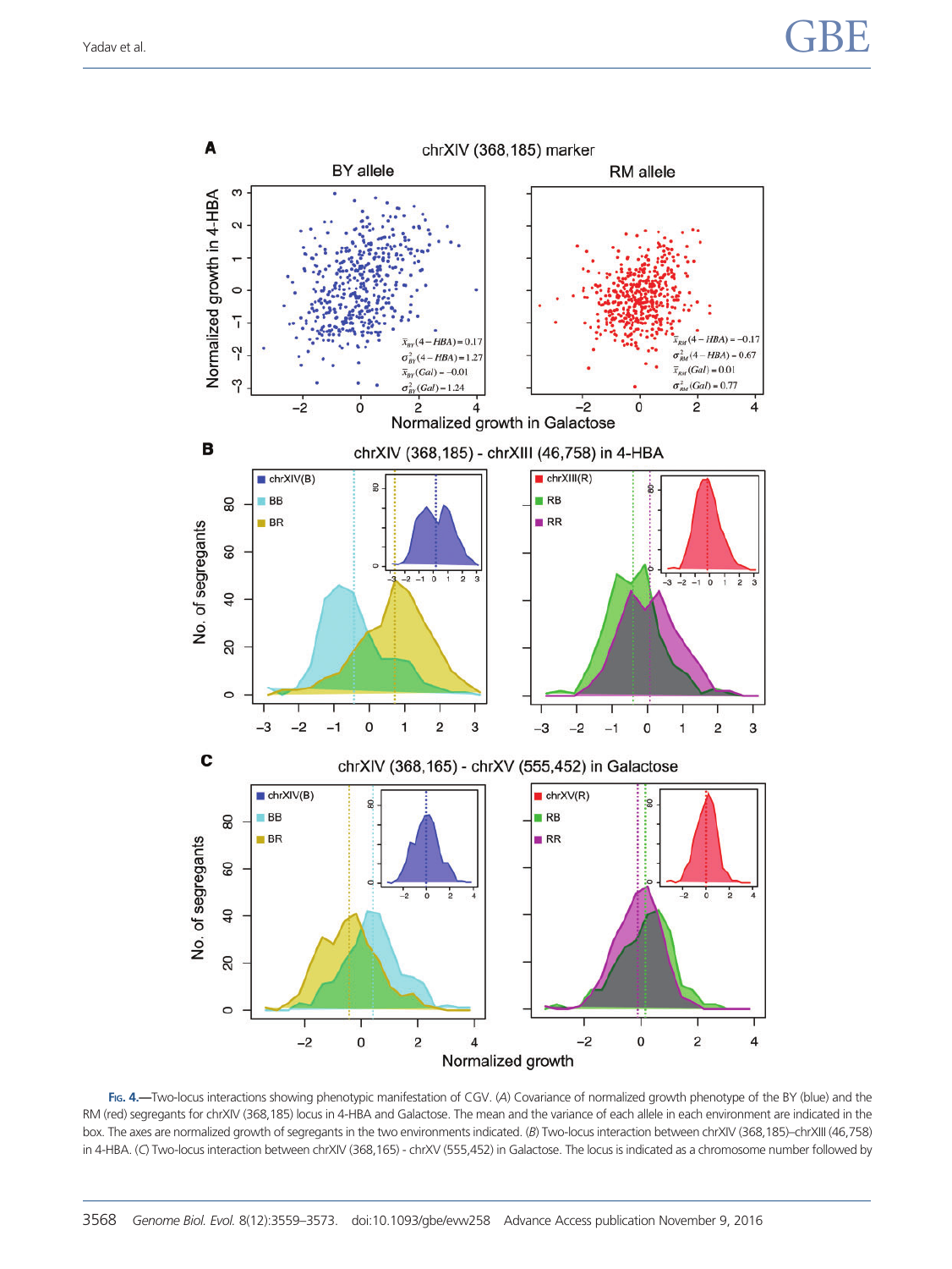Fig. 4.—Two-locus interactions showing phenotypic manifestation of CGV. (*A*) Covariance of normalized growth phenotype of the BY (blue) and the RM (red) segregants for chrXIV (368,185) locus in 4-HBA and Galactose. The mean and the variance of each allele in each environment are indicated in the box. The axes are normalized growth of segregants in the two environments indicated. (*B*) Two-locus interaction between chrXIV (368,185)–chrXIII (46,758) in 4-HBA. (*C*) Two-locus interaction between chrXIV (368,165) - chrXV (555,452) in Galactose. The locus is indicated as a chromosome number followed by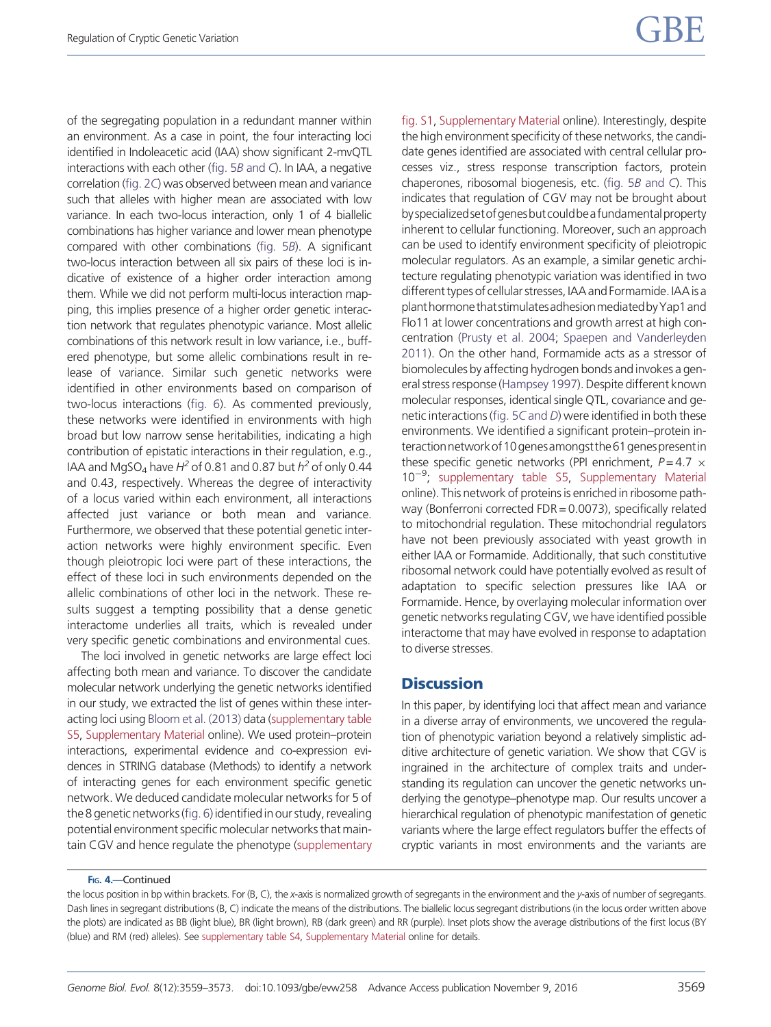of the segregating population in a redundant manner within an environment. As a case in point, the four interacting loci identified in Indoleacetic acid (IAA) show significant 2-mvQTL interactions with each other (fig. 5B and C). In IAA, a negative correlation (fig. 2C) was observed between mean and variance such that alleles with higher mean are associated with low variance. In each two-locus interaction, only 1 of 4 biallelic combinations has higher variance and lower mean phenotype compared with other combinations (fig. 5B). A significant two-locus interaction between all six pairs of these loci is indicative of existence of a higher order interaction among them. While we did not perform multi-locus interaction mapping, this implies presence of a higher order genetic interaction network that regulates phenotypic variance. Most allelic combinations of this network result in low variance, i.e., buffered phenotype, but some allelic combinations result in release of variance. Similar such genetic networks were identified in other environments based on comparison of two-locus interactions (fig. 6). As commented previously, these networks were identified in environments with high broad but low narrow sense heritabilities, indicating a high contribution of epistatic interactions in their regulation, e.g., IAA and $MgSO_4$ have $H^2$ of 0.81 and 0.87 but $h^2$ of only 0.44 and 0.43, respectively. Whereas the degree of interactivity of a locus varied within each environment, all interactions affected just variance or both mean and variance. Furthermore, we observed that these potential genetic interaction networks were highly environment specific. Even though pleiotropic loci were part of these interactions, the effect of these loci in such environments depended on the allelic combinations of other loci in the network. These results suggest a tempting possibility that a dense genetic interactome underlies all traits, which is revealed under very specific genetic combinations and environmental cues.

The loci involved in genetic networks are large effect loci affecting both mean and variance. To discover the candidate molecular network underlying the genetic networks identified in our study, we extracted the list of genes within these interacting loci using Bloom et al. (2013) data (supplementary table S5, Supplementary Material online). We used protein–protein interactions, experimental evidence and co-expression evidences in STRING database (Methods) to identify a network of interacting genes for each environment specific genetic network. We deduced candidate molecular networks for 5 of the 8 genetic networks (fig. 6) identified in our study, revealing potential environment specific molecular networks that maintain CGV and hence regulate the phenotype (supplementary fig. S1, Supplementary Material online). Interestingly, despite the high environment specificity of these networks, the candidate genes identified are associated with central cellular processes viz., stress response transcription factors, protein chaperones, ribosomal biogenesis, etc. (fig. 5B and C). This indicates that regulation of CGV may not be brought about by specialized set of genes but could be a fundamental property inherent to cellular functioning. Moreover, such an approach can be used to identify environment specificity of pleiotropic molecular regulators. As an example, a similar genetic architecture regulating phenotypic variation was identified in two different types of cellular stresses, IAA and Formamide. IAA is a plant hormone that stimulates adhesion mediated by Yap1 and Flo11 at lower concentrations and growth arrest at high concentration (Prusty et al. 2004; Spaepen and Vanderleyden 2011). On the other hand, Formamide acts as a stressor of biomolecules by affecting hydrogen bonds and invokes a general stress response (Hampsey 1997). Despite different known molecular responses, identical single QTL, covariance and genetic interactions (fig. 5C and D) were identified in both these environments. We identified a significant protein–protein interaction network of 10 genes amongst the 61 genes present in these specific genetic networks (PPI enrichment, $P = 4.7 \times 10^{-9}$; supplementary table S5, Supplementary Material online). This network of proteins is enriched in ribosome pathway (Bonferroni corrected FDR = 0.0073), specifically related to mitochondrial regulation. These mitochondrial regulators have not been previously associated with yeast growth in either IAA or Formamide. Additionally, that such constitutive ribosomal network could have potentially evolved as result of adaptation to specific selection pressures like IAA or Formamide. Hence, by overlaying molecular information over genetic networks regulating CGV, we have identified possible interactome that may have evolved in response to adaptation to diverse stresses.

## Discussion

In this paper, by identifying loci that affect mean and variance in a diverse array of environments, we uncovered the regulation of phenotypic variation beyond a relatively simplistic additive architecture of genetic variation. We show that CGV is ingrained in the architecture of complex traits and understanding its regulation can uncover the genetic networks underlying the genotype–phenotype map. Our results uncover a hierarchical regulation of phenotypic manifestation of genetic variants where the large effect regulators buffer the effects of cryptic variants in most environments and the variants are

Fig. 4.—Continued

the locus position in bp within brackets. For (B, C), the x-axis is normalized growth of segregants in the environment and the y-axis of number of segregants. Dash lines in segregant distributions (B, C) indicate the means of the distributions. The biallelic locus segregant distributions (in the locus order written above the plots) are indicated as BB (light blue), BR (light brown), RB (dark green) and RR (purple). Inset plots show the average distributions of the first locus (BY (blue) and RM (red) alleles). See supplementary table S4, Supplementary Material online for details.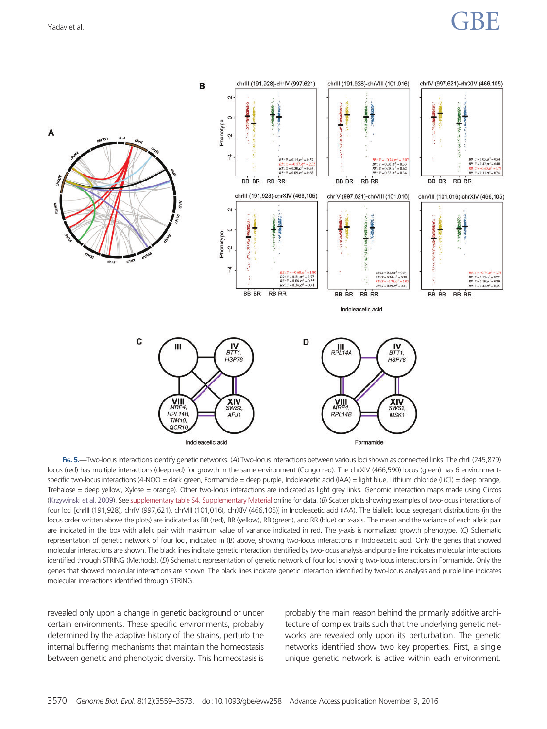FIG. 5.—Two-locus interactions identify genetic networks. (*A*) Two-locus interactions between various loci shown as connected links. The chrII (245,879) locus (red) has multiple interactions (deep red) for growth in the same environment (Congo red). The chrXIV (466,590) locus (green) has 6 environment-specific two-locus interactions (4-NQO = dark green, Formamide = deep purple, Indoleacetic acid (IAA) = light blue, Lithium chloride (LiCl) = deep orange, Trehalose = deep yellow, Xylose = orange). Other two-locus interactions are indicated as light grey links. Genomic interaction maps made using Circos (Krzywinski et al. 2009). See supplementary table S4, Supplementary Material online for data. (*B*) Scatter plots showing examples of two-locus interactions of four loci [chrIII (191,928), chrIV (997,621), chrVIII (101,016), chrXIV (466,105)] in Indoleacetic acid (IAA). The biallelic locus segregant distributions (in the locus order written above the plots) are indicated as BB (red), BR (yellow), RB (green), and RR (blue) on *x*-axis. The mean and the variance of each allelic pair are indicated in the box with allelic pair with maximum value of variance indicated in red. The *y*-axis is normalized growth phenotype. (*C*) Schematic representation of genetic network of four loci, indicated in (B) above, showing two-locus interactions in Indoleacetic acid. Only the genes that showed molecular interactions are shown. The black lines indicate genetic interaction identified by two-locus analysis and purple line indicates molecular interactions identified through STRING (Methods). (*D*) Schematic representation of genetic network of four loci showing two-locus interactions in Formamide. Only the genes that showed molecular interactions are shown. The black lines indicate genetic interaction identified by two-locus analysis and purple line indicates molecular interactions identified through STRING.

revealed only upon a change in genetic background or under certain environments. These specific environments, probably determined by the adaptive history of the strains, perturb the internal buffering mechanisms that maintain the homeostasis between genetic and phenotypic diversity. This homeostasis is probably the main reason behind the primarily additive architecture of complex traits such that the underlying genetic networks are revealed only upon its perturbation. The genetic networks identified show two key properties. First, a single unique genetic network is active within each environment.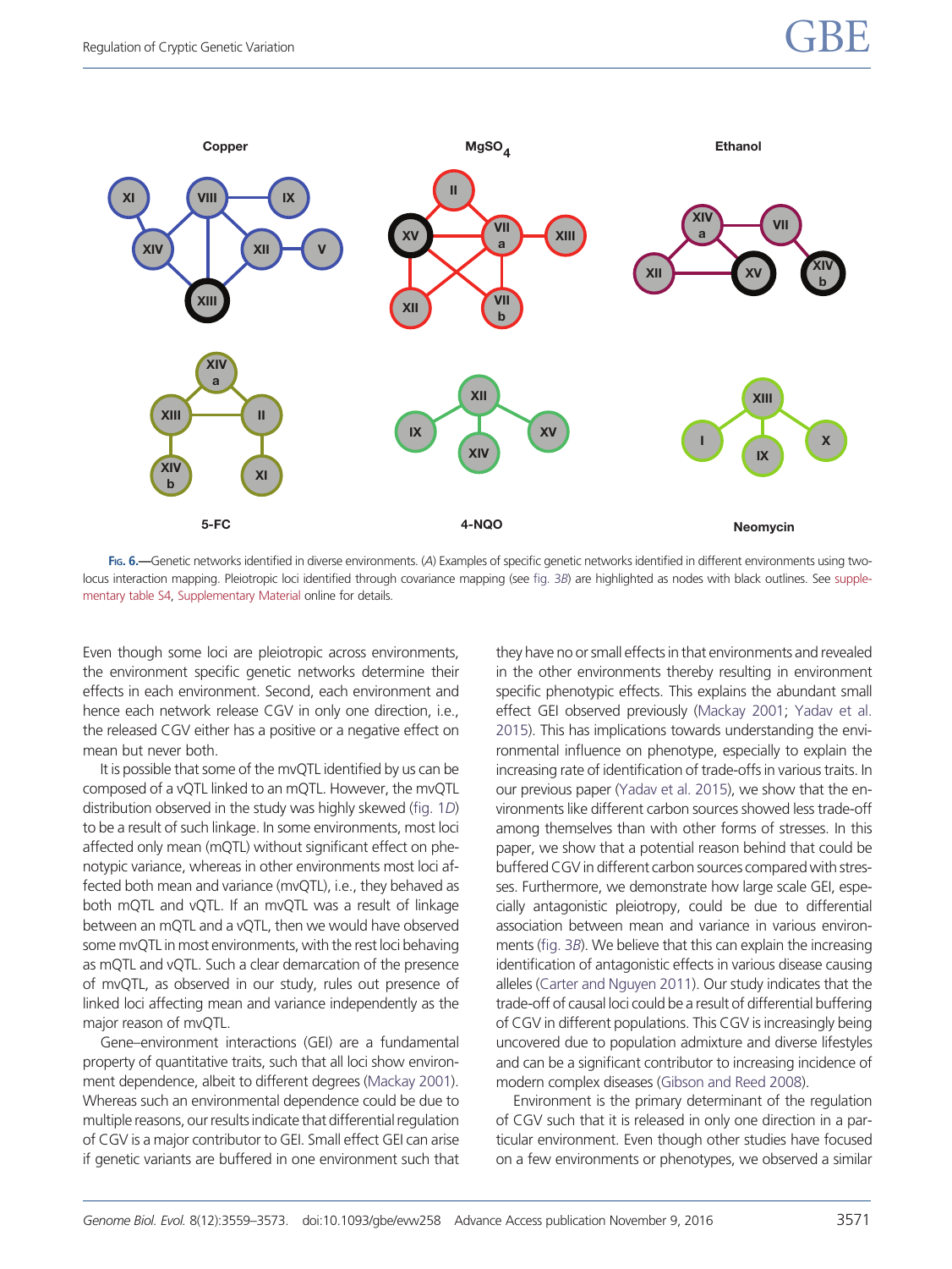**Fig. 6.**—Genetic networks identified in diverse environments. (*A*) Examples of specific genetic networks identified in different environments using two-locus interaction mapping. Pleiotropic loci identified through covariance mapping (see fig. 3*B*) are highlighted as nodes with black outlines. See supplementary table S4, Supplementary Material online for details.

Even though some loci are pleiotropic across environments, the environment specific genetic networks determine their effects in each environment. Second, each environment and hence each network release CGV in only one direction, i.e., the released CGV either has a positive or a negative effect on mean but never both.

It is possible that some of the mvQTL identified by us can be composed of a vQTL linked to an mQTL. However, the mvQTL distribution observed in the study was highly skewed (fig. 1*D*) to be a result of such linkage. In some environments, most loci affected only mean (mQTL) without significant effect on phenotypic variance, whereas in other environments most loci affected both mean and variance (mvQTL), i.e., they behaved as both mQTL and vQTL. If an mvQTL was a result of linkage between an mQTL and a vQTL, then we would have observed some mvQTL in most environments, with the rest loci behaving as mQTL and vQTL. Such a clear demarcation of the presence of mvQTL, as observed in our study, rules out presence of linked loci affecting mean and variance independently as the major reason of mvQTL.

Gene–environment interactions (GEI) are a fundamental property of quantitative traits, such that all loci show environment dependence, albeit to different degrees (Mackay 2001). Whereas such an environmental dependence could be due to multiple reasons, our results indicate that differential regulation of CGV is a major contributor to GEI. Small effect GEI can arise if genetic variants are buffered in one environment such that they have no or small effects in that environments and revealed in the other environments thereby resulting in environment specific phenotypic effects. This explains the abundant small effect GEI observed previously (Mackay 2001; Yadav et al. 2015). This has implications towards understanding the environmental influence on phenotype, especially to explain the increasing rate of identification of trade-offs in various traits. In our previous paper (Yadav et al. 2015), we show that the environments like different carbon sources showed less trade-off among themselves than with other forms of stresses. In this paper, we show that a potential reason behind that could be buffered CGV in different carbon sources compared with stresses. Furthermore, we demonstrate how large scale GEI, especially antagonistic pleiotropy, could be due to differential association between mean and variance in various environments (fig. 3*B*). We believe that this can explain the increasing identification of antagonistic effects in various disease causing alleles (Carter and Nguyen 2011). Our study indicates that the trade-off of causal loci could be a result of differential buffering of CGV in different populations. This CGV is increasingly being uncovered due to population admixture and diverse lifestyles and can be a significant contributor to increasing incidence of modern complex diseases (Gibson and Reed 2008).

Environment is the primary determinant of the regulation of CGV such that it is released in only one direction in a particular environment. Even though other studies have focused on a few environments or phenotypes, we observed a similar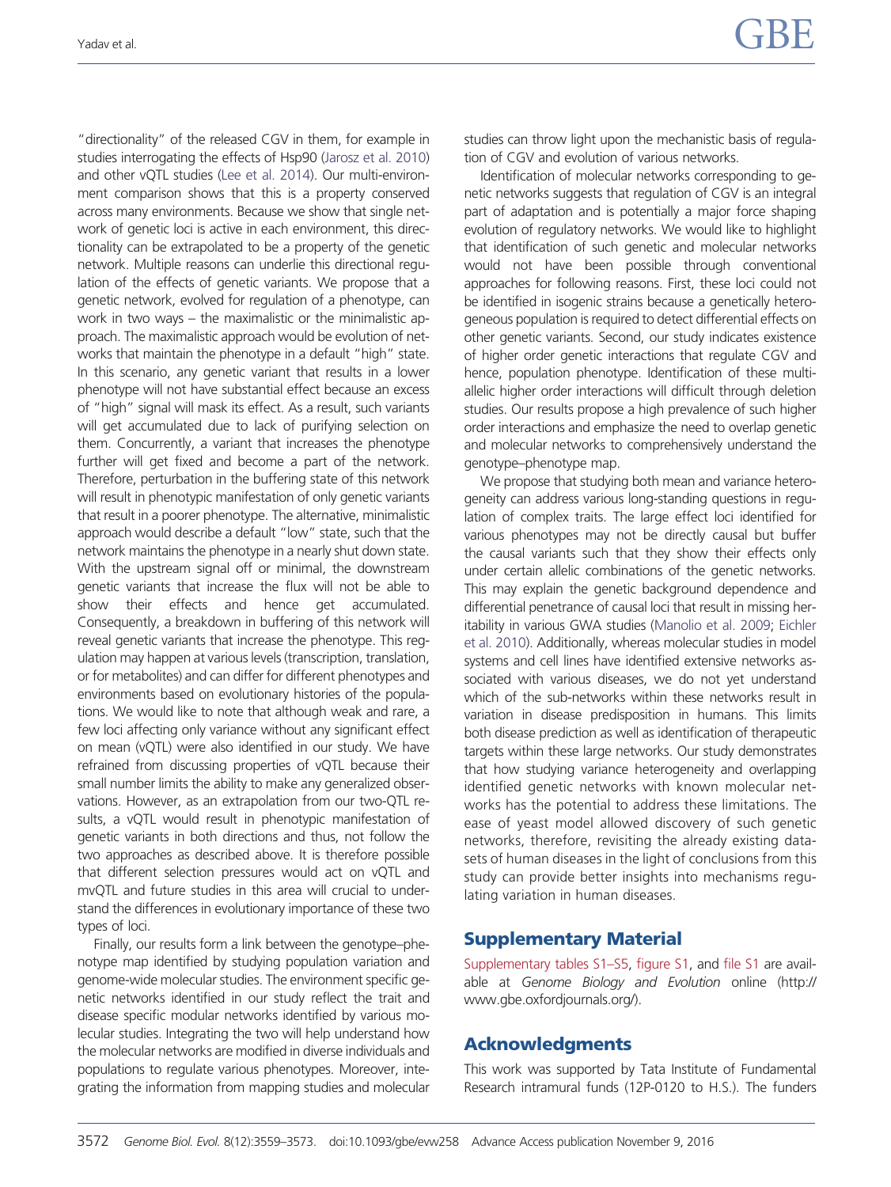"directionality" of the released CGV in them, for example in studies interrogating the effects of Hsp90 (Jarosz et al. 2010) and other vQTL studies (Lee et al. 2014). Our multi-environment comparison shows that this is a property conserved across many environments. Because we show that single network of genetic loci is active in each environment, this directionality can be extrapolated to be a property of the genetic network. Multiple reasons can underlie this directional regulation of the effects of genetic variants. We propose that a genetic network, evolved for regulation of a phenotype, can work in two ways – the maximalistic or the minimalistic approach. The maximalistic approach would be evolution of networks that maintain the phenotype in a default "high" state. In this scenario, any genetic variant that results in a lower phenotype will not have substantial effect because an excess of "high" signal will mask its effect. As a result, such variants will get accumulated due to lack of purifying selection on them. Concurrently, a variant that increases the phenotype further will get fixed and become a part of the network. Therefore, perturbation in the buffering state of this network will result in phenotypic manifestation of only genetic variants that result in a poorer phenotype. The alternative, minimalistic approach would describe a default "low" state, such that the network maintains the phenotype in a nearly shut down state. With the upstream signal off or minimal, the downstream genetic variants that increase the flux will not be able to show their effects and hence get accumulated. Consequently, a breakdown in buffering of this network will reveal genetic variants that increase the phenotype. This regulation may happen at various levels (transcription, translation, or for metabolites) and can differ for different phenotypes and environments based on evolutionary histories of the populations. We would like to note that although weak and rare, a few loci affecting only variance without any significant effect on mean (vQTL) were also identified in our study. We have refrained from discussing properties of vQTL because their small number limits the ability to make any generalized observations. However, as an extrapolation from our two-QTL results, a vQTL would result in phenotypic manifestation of genetic variants in both directions and thus, not follow the two approaches as described above. It is therefore possible that different selection pressures would act on vQTL and mvQTL and future studies in this area will crucial to understand the differences in evolutionary importance of these two types of loci.

Finally, our results form a link between the genotype–phenotype map identified by studying population variation and genome-wide molecular studies. The environment specific genetic networks identified in our study reflect the trait and disease specific modular networks identified by various molecular studies. Integrating the two will help understand how the molecular networks are modified in diverse individuals and populations to regulate various phenotypes. Moreover, integrating the information from mapping studies and molecular studies can throw light upon the mechanistic basis of regulation of CGV and evolution of various networks.

Identification of molecular networks corresponding to genetic networks suggests that regulation of CGV is an integral part of adaptation and is potentially a major force shaping evolution of regulatory networks. We would like to highlight that identification of such genetic and molecular networks would not have been possible through conventional approaches for following reasons. First, these loci could not be identified in isogenic strains because a genetically heterogeneous population is required to detect differential effects on other genetic variants. Second, our study indicates existence of higher order genetic interactions that regulate CGV and hence, population phenotype. Identification of these multi-allelic higher order interactions will difficult through deletion studies. Our results propose a high prevalence of such higher order interactions and emphasize the need to overlap genetic and molecular networks to comprehensively understand the genotype–phenotype map.

We propose that studying both mean and variance heterogeneity can address various long-standing questions in regulation of complex traits. The large effect loci identified for various phenotypes may not be directly causal but buffer the causal variants such that they show their effects only under certain allelic combinations of the genetic networks. This may explain the genetic background dependence and differential penetrance of causal loci that result in missing heritability in various GWA studies (Manolio et al. 2009; Eichler et al. 2010). Additionally, whereas molecular studies in model systems and cell lines have identified extensive networks associated with various diseases, we do not yet understand which of the sub-networks within these networks result in variation in disease predisposition in humans. This limits both disease prediction as well as identification of therapeutic targets within these large networks. Our study demonstrates that how studying variance heterogeneity and overlapping identified genetic networks with known molecular networks has the potential to address these limitations. The ease of yeast model allowed discovery of such genetic networks, therefore, revisiting the already existing datasets of human diseases in the light of conclusions from this study can provide better insights into mechanisms regulating variation in human diseases.

## Supplementary Material

Supplementary tables S1–S5, figure S1, and file S1 are available at *Genome Biology and Evolution* online (http://www.gbe.oxfordjournals.org/).

## Acknowledgments

This work was supported by Tata Institute of Fundamental Research intramural funds (12P-0120 to H.S.). The funders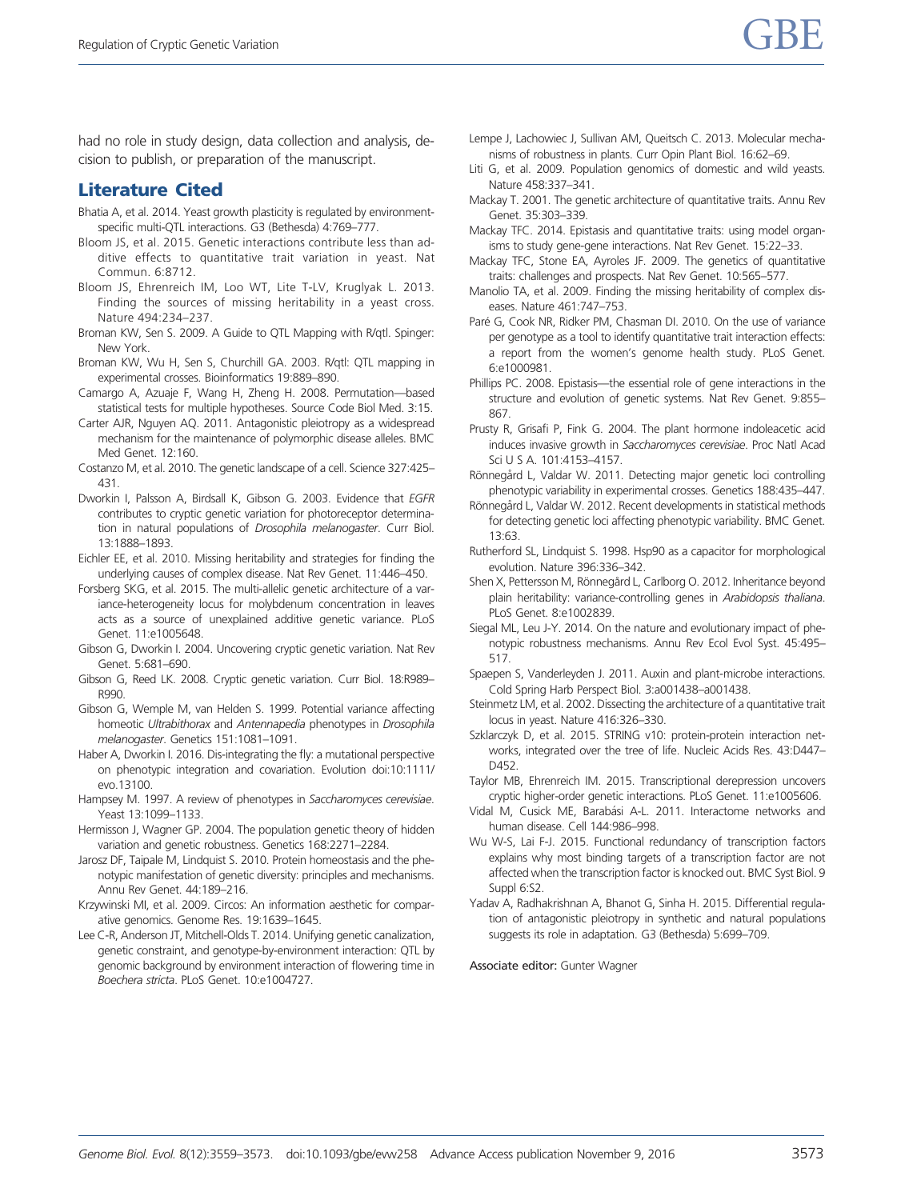had no role in study design, data collection and analysis, decision to publish, or preparation of the manuscript.

## Literature Cited

Bhatia A, et al. 2014. Yeast growth plasticity is regulated by environment-specific multi-QTL interactions. G3 (Bethesda) 4:769–777.

Bloom JS, et al. 2015. Genetic interactions contribute less than additive effects to quantitative trait variation in yeast. Nat Commun. 6:8712.

Bloom JS, Ehrenreich IM, Loo WT, Lite T-LV, Kruglyak L. 2013. Finding the sources of missing heritability in a yeast cross. Nature 494:234–237.

Broman KW, Sen S. 2009. A Guide to QTL Mapping with R/qtl. Spinger: New York.

Broman KW, Wu H, Sen S, Churchill GA. 2003. R/qtl: QTL mapping in experimental crosses. Bioinformatics 19:889–890.

Camargo A, Azuaje F, Wang H, Zheng H. 2008. Permutation—based statistical tests for multiple hypotheses. Source Code Biol Med. 3:15.

Carter AJR, Nguyen AQ. 2011. Antagonistic pleiotropy as a widespread mechanism for the maintenance of polymorphic disease alleles. BMC Med Genet. 12:160.

Costanzo M, et al. 2010. The genetic landscape of a cell. Science 327:425–431.

Dworkin I, Palsson A, Birdsall K, Gibson G. 2003. Evidence that *EGFR* contributes to cryptic genetic variation for photoreceptor determination in natural populations of *Drosophila melanogaster*. Curr Biol. 13:1888–1893.

Eichler EE, et al. 2010. Missing heritability and strategies for finding the underlying causes of complex disease. Nat Rev Genet. 11:446–450.

Forsberg SKG, et al. 2015. The multi-allelic genetic architecture of a variance-heterogeneity locus for molybdenum concentration in leaves acts as a source of unexplained additive genetic variance. PLoS Genet. 11:e1005648.

Gibson G, Dworkin I. 2004. Uncovering cryptic genetic variation. Nat Rev Genet. 5:681–690.

Gibson G, Reed LK. 2008. Cryptic genetic variation. Curr Biol. 18:R989–R990.

Gibson G, Wemple M, van Helden S. 1999. Potential variance affecting homeotic *Ultrabithorax* and *Antennapedia* phenotypes in *Drosophila melanogaster*. Genetics 151:1081–1091.

Haber A, Dworkin I. 2016. Dis-integrating the fly: a mutational perspective on phenotypic integration and covariation. Evolution doi:10:1111/evo.13100.

Hampsey M. 1997. A review of phenotypes in *Saccharomyces cerevisiae*. Yeast 13:1099–1133.

Hermisson J, Wagner GP. 2004. The population genetic theory of hidden variation and genetic robustness. Genetics 168:2271–2284.

Jarosz DF, Taipale M, Lindquist S. 2010. Protein homeostasis and the phenotypic manifestation of genetic diversity: principles and mechanisms. Annu Rev Genet. 44:189–216.

Krzywinski MI, et al. 2009. Circos: An information aesthetic for comparative genomics. Genome Res. 19:1639–1645.

Lee C-R, Anderson JT, Mitchell-Olds T. 2014. Unifying genetic canalization, genetic constraint, and genotype-by-environment interaction: QTL by genomic background by environment interaction of flowering time in *Boechera stricta*. PLoS Genet. 10:e1004727.

Lempe J, Lachowiec J, Sullivan AM, Queitsch C. 2013. Molecular mechanisms of robustness in plants. Curr Opin Plant Biol. 16:62–69.

Liti G, et al. 2009. Population genomics of domestic and wild yeasts. Nature 458:337–341.

Mackay T. 2001. The genetic architecture of quantitative traits. Annu Rev Genet. 35:303–339.

Mackay TFC. 2014. Epistasis and quantitative traits: using model organisms to study gene-gene interactions. Nat Rev Genet. 15:22–33.

Mackay TFC, Stone EA, Ayroles JF. 2009. The genetics of quantitative traits: challenges and prospects. Nat Rev Genet. 10:565–577.

Manolio TA, et al. 2009. Finding the missing heritability of complex diseases. Nature 461:747–753.

Paré G, Cook NR, Ridker PM, Chasman DI. 2010. On the use of variance per genotype as a tool to identify quantitative trait interaction effects: a report from the women's genome health study. PLoS Genet. 6:e1000981.

Phillips PC. 2008. Epistasis—the essential role of gene interactions in the structure and evolution of genetic systems. Nat Rev Genet. 9:855–867.

Prusty R, Grisafi P, Fink G. 2004. The plant hormone indoleacetic acid induces invasive growth in *Saccharomyces cerevisiae*. Proc Natl Acad Sci U S A. 101:4153–4157.

Rönnegård L, Valdar W. 2011. Detecting major genetic loci controlling phenotypic variability in experimental crosses. Genetics 188:435–447.

Rönnegård L, Valdar W. 2012. Recent developments in statistical methods for detecting genetic loci affecting phenotypic variability. BMC Genet. 13:63.

Rutherford SL, Lindquist S. 1998. Hsp90 as a capacitor for morphological evolution. Nature 396:336–342.

Shen X, Pettersson M, Rönnegård L, Carlborg O. 2012. Inheritance beyond plain heritability: variance-controlling genes in *Arabidopsis thaliana*. PLoS Genet. 8:e1002839.

Siegal ML, Leu J-Y. 2014. On the nature and evolutionary impact of phenotypic robustness mechanisms. Annu Rev Ecol Evol Syst. 45:495–517.

Spaepen S, Vanderleyden J. 2011. Auxin and plant-microbe interactions. Cold Spring Harb Perspect Biol. 3:a001438–a001438.

Steinmetz LM, et al. 2002. Dissecting the architecture of a quantitative trait locus in yeast. Nature 416:326–330.

Szklarczyk D, et al. 2015. STRING v10: protein-protein interaction networks, integrated over the tree of life. Nucleic Acids Res. 43:D447–D452.

Taylor MB, Ehrenreich IM. 2015. Transcriptional derepression uncovers cryptic higher-order genetic interactions. PLoS Genet. 11:e1005606.

Vidal M, Cusick ME, Barabási A-L. 2011. Interactome networks and human disease. Cell 144:986–998.

Wu W-S, Lai F-J. 2015. Functional redundancy of transcription factors explains why most binding targets of a transcription factor are not affected when the transcription factor is knocked out. BMC Syst Biol. 9 Suppl 6:S2.

Yadav A, Radhakrishnan A, Bhanot G, Sinha H. 2015. Differential regulation of antagonistic pleiotropy in synthetic and natural populations suggests its role in adaptation. G3 (Bethesda) 5:699–709.

Associate editor: Gunter Wagner